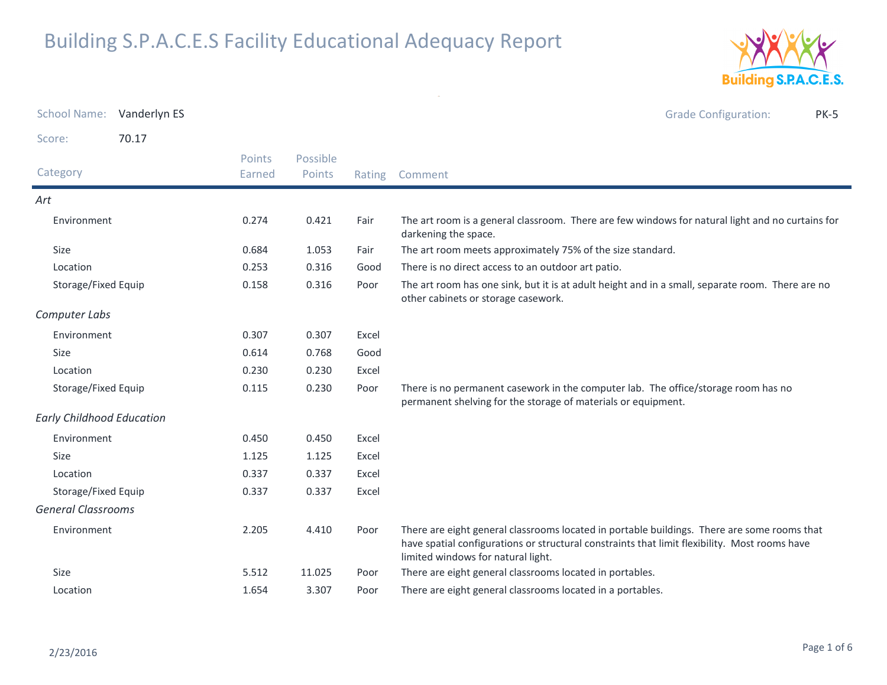# Building S.P.A.C.E.S Facility Educational Adequacy Report

**School Name:** Vanderlyn ES

**Grade Configuration:** PK-5

**Score:** 70.17

| Category | Points Earned | Possible Points | Rating | Comment |
|---|---|---|---|---|
| ***Art*** | | | | |
| Environment | 0.274 | 0.421 | Fair | The art room is a general classroom. There are few windows for natural light and no curtains for darkening the space. |
| Size | 0.684 | 1.053 | Fair | The art room meets approximately 75% of the size standard. |
| Location | 0.253 | 0.316 | Good | There is no direct access to an outdoor art patio. |
| Storage/Fixed Equip | 0.158 | 0.316 | Poor | The art room has one sink, but it is at adult height and in a small, separate room. There are no other cabinets or storage casework. |
| ***Computer Labs*** | | | | |
| Environment | 0.307 | 0.307 | Excel | |
| Size | 0.614 | 0.768 | Good | |
| Location | 0.230 | 0.230 | Excel | |
| Storage/Fixed Equip | 0.115 | 0.230 | Poor | There is no permanent casework in the computer lab. The office/storage room has no permanent shelving for the storage of materials or equipment. |
| ***Early Childhood Education*** | | | | |
| Environment | 0.450 | 0.450 | Excel | |
| Size | 1.125 | 1.125 | Excel | |
| Location | 0.337 | 0.337 | Excel | |
| Storage/Fixed Equip | 0.337 | 0.337 | Excel | |
| ***General Classrooms*** | | | | |
| Environment | 2.205 | 4.410 | Poor | There are eight general classrooms located in portable buildings. There are some rooms that have spatial configurations or structural constraints that limit flexibility. Most rooms have limited windows for natural light. |
| Size | 5.512 | 11.025 | Poor | There are eight general classrooms located in portables. |
| Location | 1.654 | 3.307 | Poor | There are eight general classrooms located in a portables. |

2/23/2016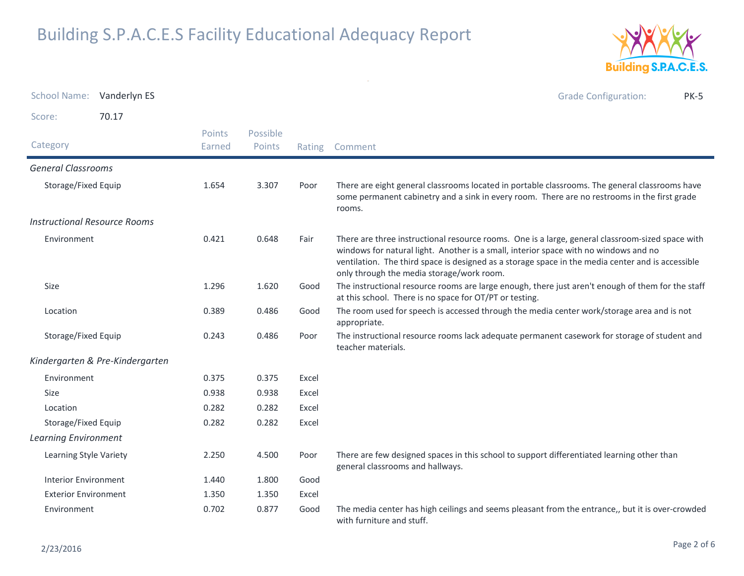# Building S.P.A.C.E.S Facility Educational Adequacy Report

School Name: Vanderlyn ES

Grade Configuration: PK-5

Score: 70.17

| Category | Points Earned | Possible Points | Rating | Comment |
|---|---|---|---|---|
| *General Classrooms* | | | | |
| Storage/Fixed Equip | 1.654 | 3.307 | Poor | There are eight general classrooms located in portable classrooms. The general classrooms have some permanent cabinetry and a sink in every room. There are no restrooms in the first grade rooms. |
| *Instructional Resource Rooms* | | | | |
| Environment | 0.421 | 0.648 | Fair | There are three instructional resource rooms. One is a large, general classroom-sized space with windows for natural light. Another is a small, interior space with no windows and no ventilation. The third space is designed as a storage space in the media center and is accessible only through the media storage/work room. |
| Size | 1.296 | 1.620 | Good | The instructional resource rooms are large enough, there just aren't enough of them for the staff at this school. There is no space for OT/PT or testing. |
| Location | 0.389 | 0.486 | Good | The room used for speech is accessed through the media center work/storage area and is not appropriate. |
| Storage/Fixed Equip | 0.243 | 0.486 | Poor | The instructional resource rooms lack adequate permanent casework for storage of student and teacher materials. |
| *Kindergarten & Pre-Kindergarten* | | | | |
| Environment | 0.375 | 0.375 | Excel | |
| Size | 0.938 | 0.938 | Excel | |
| Location | 0.282 | 0.282 | Excel | |
| Storage/Fixed Equip | 0.282 | 0.282 | Excel | |
| *Learning Environment* | | | | |
| Learning Style Variety | 2.250 | 4.500 | Poor | There are few designed spaces in this school to support differentiated learning other than general classrooms and hallways. |
| Interior Environment | 1.440 | 1.800 | Good | |
| Exterior Environment | 1.350 | 1.350 | Excel | |
| Environment | 0.702 | 0.877 | Good | The media center has high ceilings and seems pleasant from the entrance,, but it is over-crowded with furniture and stuff. |

2/23/2016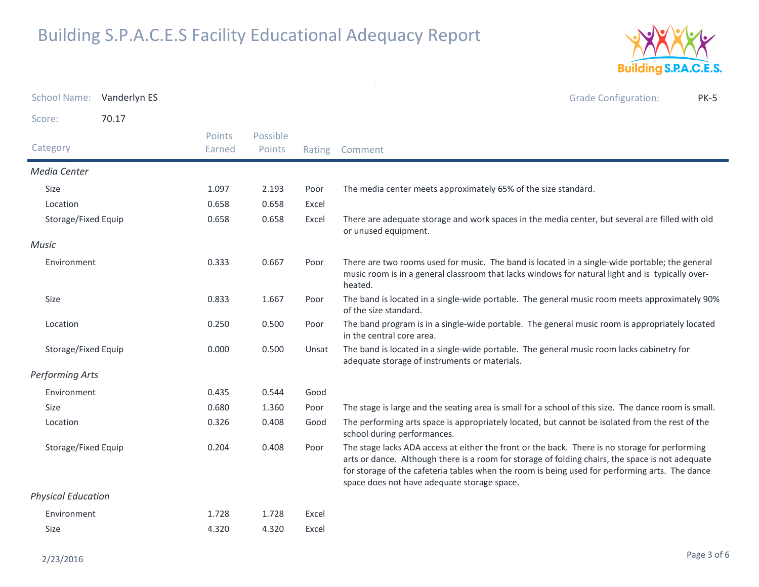# Building S.P.A.C.E.S Facility Educational Adequacy Report

**School Name:** Vanderlyn ES

**Grade Configuration:** PK-5

**Score:** 70.17

| Category | Points Earned | Possible Points | Rating | Comment |
|---|---|---|---|---|
| *Media Center* | | | | |
| Size | 1.097 | 2.193 | Poor | The media center meets approximately 65% of the size standard. |
| Location | 0.658 | 0.658 | Excel | |
| Storage/Fixed Equip | 0.658 | 0.658 | Excel | There are adequate storage and work spaces in the media center, but several are filled with old or unused equipment. |
| *Music* | | | | |
| Environment | 0.333 | 0.667 | Poor | There are two rooms used for music. The band is located in a single-wide portable; the general music room is in a general classroom that lacks windows for natural light and is typically over-heated. |
| Size | 0.833 | 1.667 | Poor | The band is located in a single-wide portable. The general music room meets approximately 90% of the size standard. |
| Location | 0.250 | 0.500 | Poor | The band program is in a single-wide portable. The general music room is appropriately located in the central core area. |
| Storage/Fixed Equip | 0.000 | 0.500 | Unsat | The band is located in a single-wide portable. The general music room lacks cabinetry for adequate storage of instruments or materials. |
| *Performing Arts* | | | | |
| Environment | 0.435 | 0.544 | Good | |
| Size | 0.680 | 1.360 | Poor | The stage is large and the seating area is small for a school of this size. The dance room is small. |
| Location | 0.326 | 0.408 | Good | The performing arts space is appropriately located, but cannot be isolated from the rest of the school during performances. |
| Storage/Fixed Equip | 0.204 | 0.408 | Poor | The stage lacks ADA access at either the front or the back. There is no storage for performing arts or dance. Although there is a room for storage of folding chairs, the space is not adequate for storage of the cafeteria tables when the room is being used for performing arts. The dance space does not have adequate storage space. |
| *Physical Education* | | | | |
| Environment | 1.728 | 1.728 | Excel | |
| Size | 4.320 | 4.320 | Excel | |

2/23/2016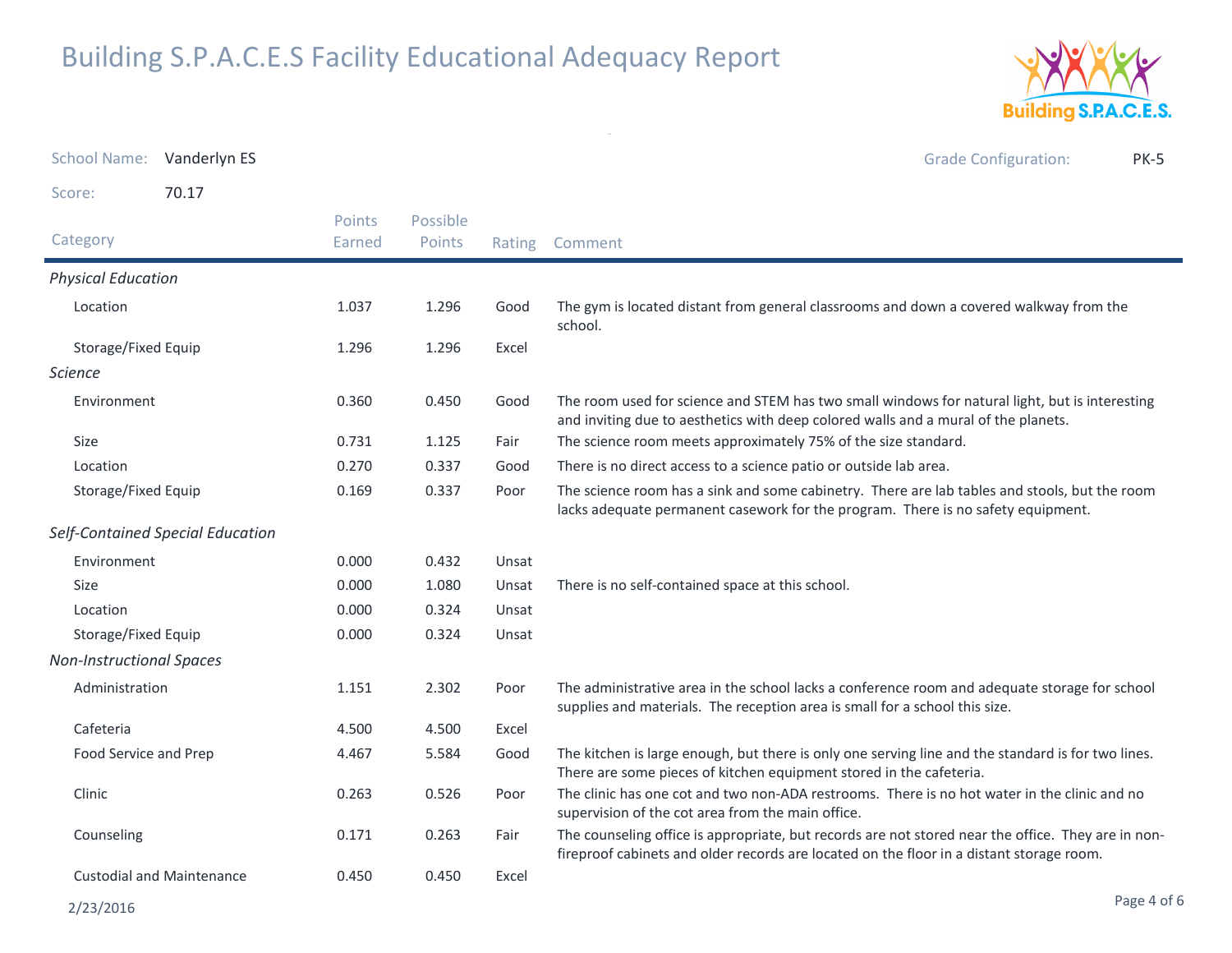# Building S.P.A.C.E.S Facility Educational Adequacy Report

School Name: Vanderlyn ES

Grade Configuration: PK-5

Score: 70.17

| Category | Points Earned | Possible Points | Rating | Comment |
|---|---|---|---|---|
| *Physical Education* | | | | |
| Location | 1.037 | 1.296 | Good | The gym is located distant from general classrooms and down a covered walkway from the school. |
| Storage/Fixed Equip | 1.296 | 1.296 | Excel | |
| *Science* | | | | |
| Environment | 0.360 | 0.450 | Good | The room used for science and STEM has two small windows for natural light, but is interesting and inviting due to aesthetics with deep colored walls and a mural of the planets. |
| Size | 0.731 | 1.125 | Fair | The science room meets approximately 75% of the size standard. |
| Location | 0.270 | 0.337 | Good | There is no direct access to a science patio or outside lab area. |
| Storage/Fixed Equip | 0.169 | 0.337 | Poor | The science room has a sink and some cabinetry. There are lab tables and stools, but the room lacks adequate permanent casework for the program. There is no safety equipment. |
| *Self-Contained Special Education* | | | | |
| Environment | 0.000 | 0.432 | Unsat | |
| Size | 0.000 | 1.080 | Unsat | There is no self-contained space at this school. |
| Location | 0.000 | 0.324 | Unsat | |
| Storage/Fixed Equip | 0.000 | 0.324 | Unsat | |
| *Non-Instructional Spaces* | | | | |
| Administration | 1.151 | 2.302 | Poor | The administrative area in the school lacks a conference room and adequate storage for school supplies and materials. The reception area is small for a school this size. |
| Cafeteria | 4.500 | 4.500 | Excel | |
| Food Service and Prep | 4.467 | 5.584 | Good | The kitchen is large enough, but there is only one serving line and the standard is for two lines. There are some pieces of kitchen equipment stored in the cafeteria. |
| Clinic | 0.263 | 0.526 | Poor | The clinic has one cot and two non-ADA restrooms. There is no hot water in the clinic and no supervision of the cot area from the main office. |
| Counseling | 0.171 | 0.263 | Fair | The counseling office is appropriate, but records are not stored near the office. They are in non-fireproof cabinets and older records are located on the floor in a distant storage room. |
| Custodial and Maintenance | 0.450 | 0.450 | Excel | |

2/23/2016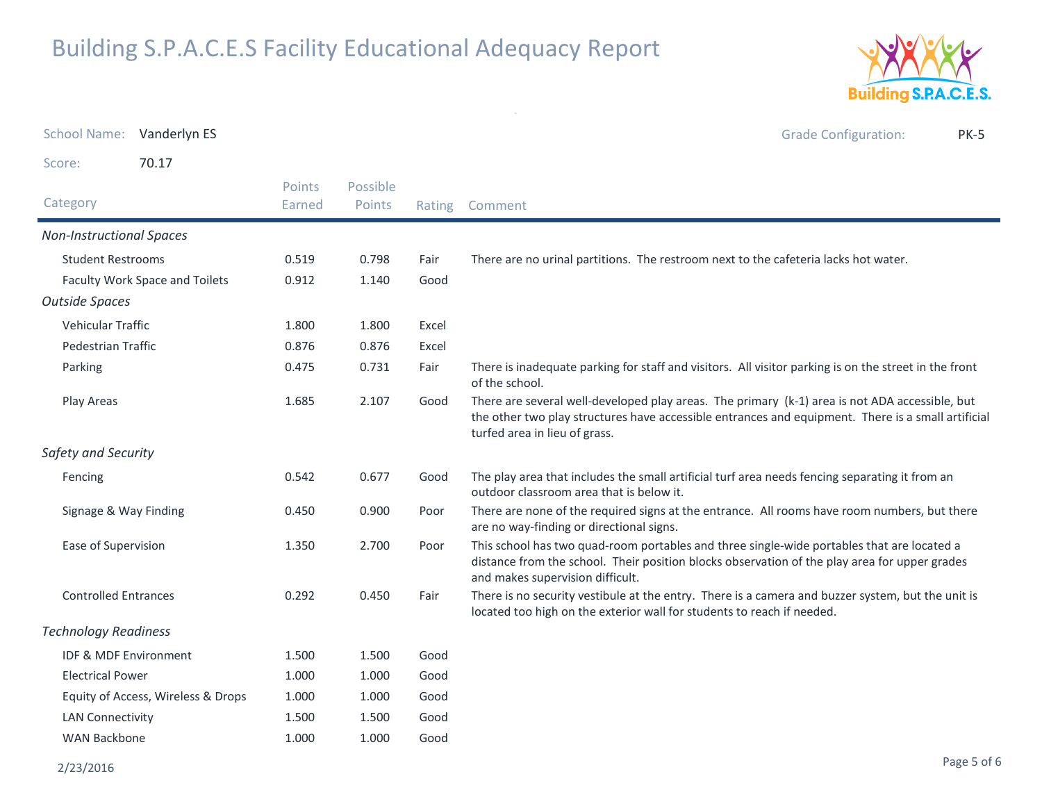# Building S.P.A.C.E.S Facility Educational Adequacy Report

School Name: Vanderlyn ES

Grade Configuration: PK-5

Score: 70.17

| Category | Points Earned | Possible Points | Rating | Comment |
|---|---|---|---|---|
| *Non-Instructional Spaces* | | | | |
| Student Restrooms | 0.519 | 0.798 | Fair | There are no urinal partitions. The restroom next to the cafeteria lacks hot water. |
| Faculty Work Space and Toilets | 0.912 | 1.140 | Good | |
| *Outside Spaces* | | | | |
| Vehicular Traffic | 1.800 | 1.800 | Excel | |
| Pedestrian Traffic | 0.876 | 0.876 | Excel | |
| Parking | 0.475 | 0.731 | Fair | There is inadequate parking for staff and visitors. All visitor parking is on the street in the front of the school. |
| Play Areas | 1.685 | 2.107 | Good | There are several well-developed play areas. The primary (k-1) area is not ADA accessible, but the other two play structures have accessible entrances and equipment. There is a small artificial turfed area in lieu of grass. |
| *Safety and Security* | | | | |
| Fencing | 0.542 | 0.677 | Good | The play area that includes the small artificial turf area needs fencing separating it from an outdoor classroom area that is below it. |
| Signage & Way Finding | 0.450 | 0.900 | Poor | There are none of the required signs at the entrance. All rooms have room numbers, but there are no way-finding or directional signs. |
| Ease of Supervision | 1.350 | 2.700 | Poor | This school has two quad-room portables and three single-wide portables that are located a distance from the school. Their position blocks observation of the play area for upper grades and makes supervision difficult. |
| Controlled Entrances | 0.292 | 0.450 | Fair | There is no security vestibule at the entry. There is a camera and buzzer system, but the unit is located too high on the exterior wall for students to reach if needed. |
| *Technology Readiness* | | | | |
| IDF & MDF Environment | 1.500 | 1.500 | Good | |
| Electrical Power | 1.000 | 1.000 | Good | |
| Equity of Access, Wireless & Drops | 1.000 | 1.000 | Good | |
| LAN Connectivity | 1.500 | 1.500 | Good | |
| WAN Backbone | 1.000 | 1.000 | Good | |

2/23/2016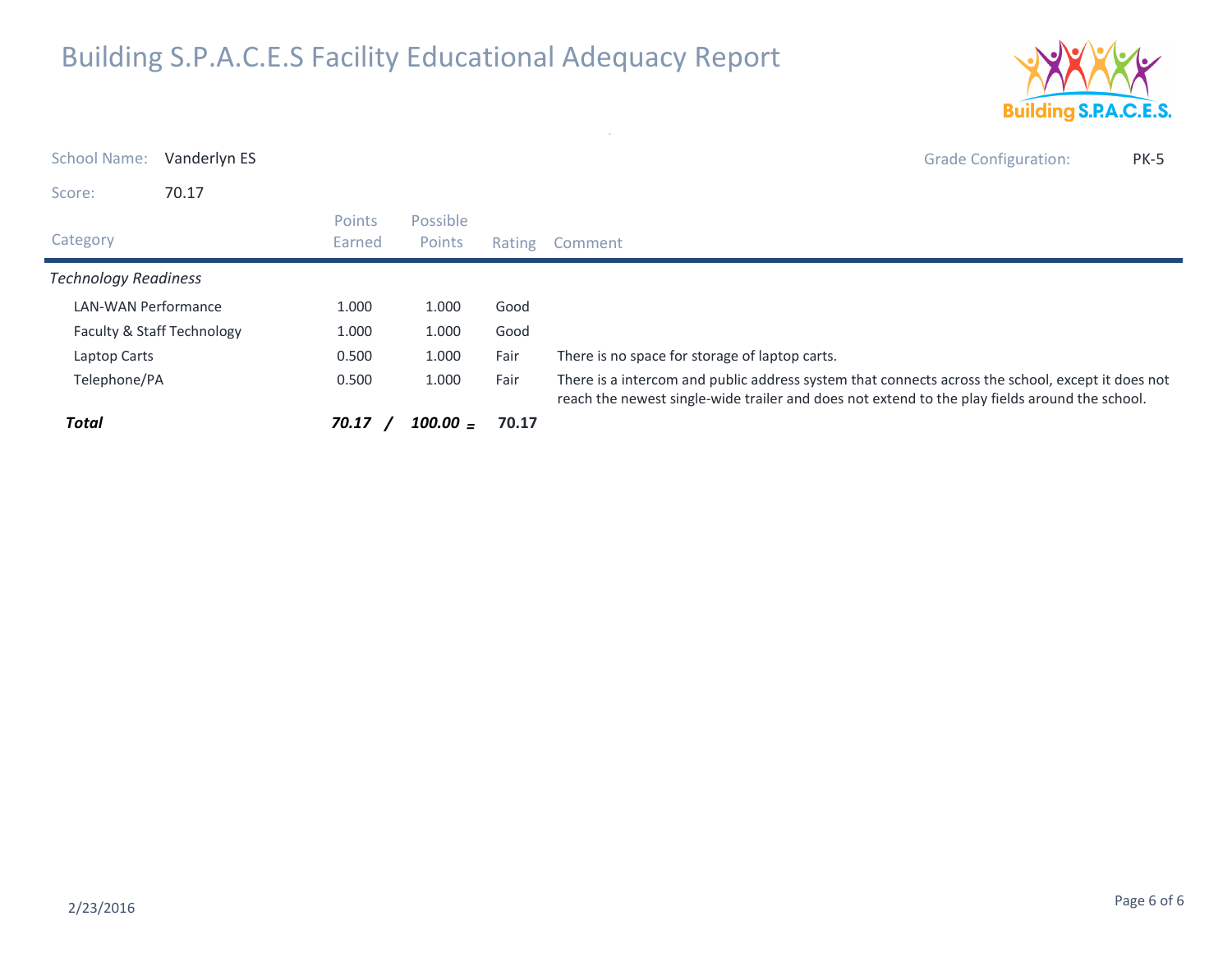# Building S.P.A.C.E.S Facility Educational Adequacy Report

School Name: Vanderlyn ES

Grade Configuration: PK-5

Score: 70.17

| Category | Points Earned | Possible Points | Rating | Comment |
|---|---|---|---|---|
| *Technology Readiness* | | | | |
| LAN-WAN Performance | 1.000 | 1.000 | Good | |
| Faculty & Staff Technology | 1.000 | 1.000 | Good | |
| Laptop Carts | 0.500 | 1.000 | Fair | There is no space for storage of laptop carts. |
| Telephone/PA | 0.500 | 1.000 | Fair | There is a intercom and public address system that connects across the school, except it does not reach the newest single-wide trailer and does not extend to the play fields around the school. |
| ***Total*** | ***70.17 /*** | ***100.00 =*** | **70.17** | |

2/23/2016